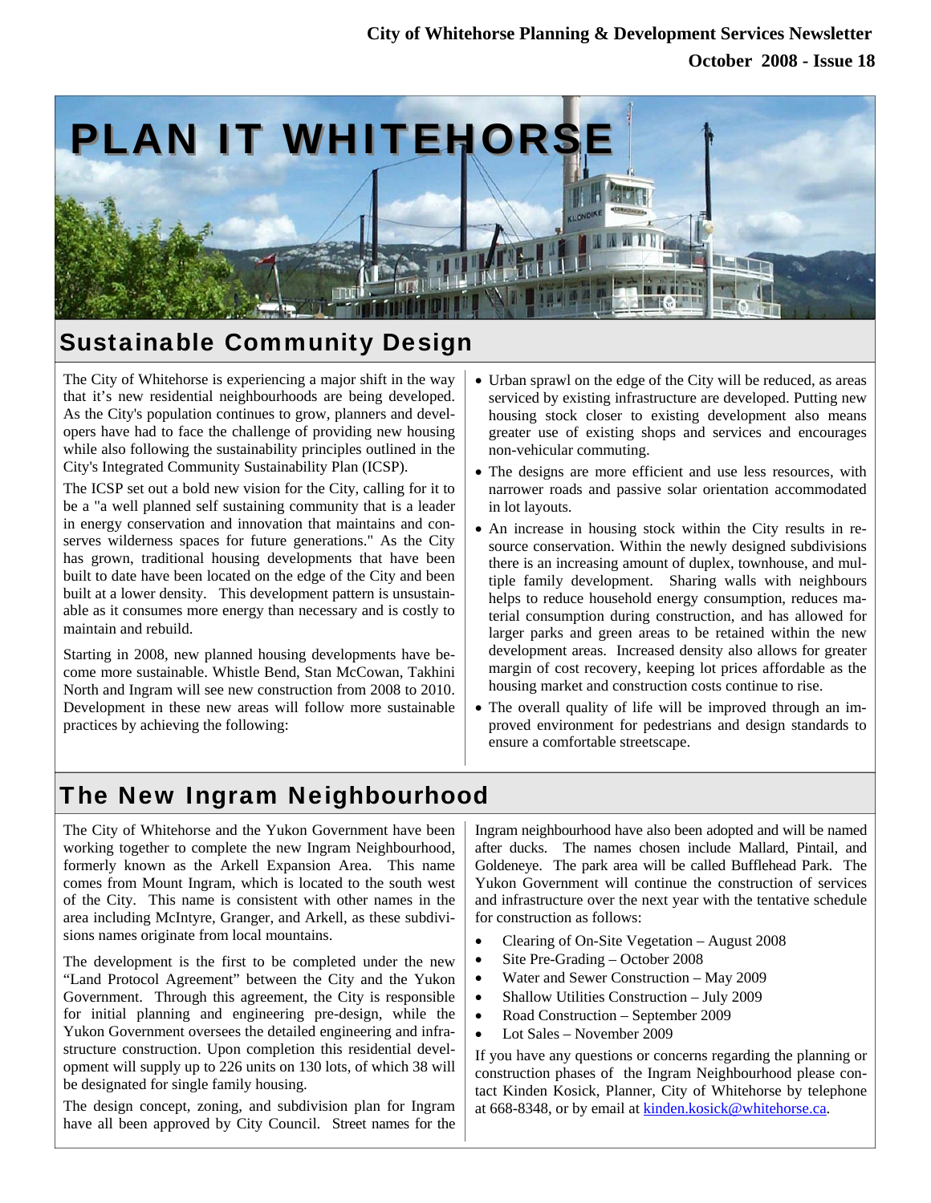City of Whitehorse Planning & Development Services Newsletter

October 2008 - Issue 18

# PLAN IT WHITEHORSE

## Sustainable Community Design

The City of Whitehorse is experiencing a major shift in the way that it's new residential neighbourhoods are being developed. As the City's population continues to grow, planners and developers have had to face the challenge of providing new housing while also following the sustainability principles outlined in the City's Integrated Community Sustainability Plan (ICSP).

The ICSP set out a bold new vision for the City, calling for it to be a "a well planned self sustaining community that is a leader in energy conservation and innovation that maintains and conserves wilderness spaces for future generations." As the City has grown, traditional housing developments that have been built to date have been located on the edge of the City and been built at a lower density. This development pattern is unsustainable as it consumes more energy than necessary and is costly to maintain and rebuild.

Starting in 2008, new planned housing developments have become more sustainable. Whistle Bend, Stan McCowan, Takhini North and Ingram will see new construction from 2008 to 2010. Development in these new areas will follow more sustainable practices by achieving the following:

- Urban sprawl on the edge of the City will be reduced, as areas serviced by existing infrastructure are developed. Putting new housing stock closer to existing development also means greater use of existing shops and services and encourages non-vehicular commuting.
- The designs are more efficient and use less resources, with narrower roads and passive solar orientation accommodated in lot layouts.
- An increase in housing stock within the City results in resource conservation. Within the newly designed subdivisions there is an increasing amount of duplex, townhouse, and multiple family development. Sharing walls with neighbours helps to reduce household energy consumption, reduces material consumption during construction, and has allowed for larger parks and green areas to be retained within the new development areas. Increased density also allows for greater margin of cost recovery, keeping lot prices affordable as the housing market and construction costs continue to rise.
- The overall quality of life will be improved through an improved environment for pedestrians and design standards to ensure a comfortable streetscape.

## The New Ingram Neighbourhood

The City of Whitehorse and the Yukon Government have been working together to complete the new Ingram Neighbourhood, formerly known as the Arkell Expansion Area. This name comes from Mount Ingram, which is located to the south west of the City. This name is consistent with other names in the area including McIntyre, Granger, and Arkell, as these subdivisions names originate from local mountains.

The development is the first to be completed under the new "Land Protocol Agreement" between the City and the Yukon Government. Through this agreement, the City is responsible for initial planning and engineering pre-design, while the Yukon Government oversees the detailed engineering and infrastructure construction. Upon completion this residential development will supply up to 226 units on 130 lots, of which 38 will be designated for single family housing.

The design concept, zoning, and subdivision plan for Ingram have all been approved by City Council. Street names for the Ingram neighbourhood have also been adopted and will be named after ducks. The names chosen include Mallard, Pintail, and Goldeneye. The park area will be called Bufflehead Park. The Yukon Government will continue the construction of services and infrastructure over the next year with the tentative schedule for construction as follows:

- Clearing of On-Site Vegetation – August 2008
- Site Pre-Grading – October 2008
- Water and Sewer Construction – May 2009
- Shallow Utilities Construction – July 2009
- Road Construction – September 2009
- Lot Sales – November 2009

If you have any questions or concerns regarding the planning or construction phases of the Ingram Neighbourhood please contact Kinden Kosick, Planner, City of Whitehorse by telephone at 668-8348, or by email at kinden.kosick@whitehorse.ca.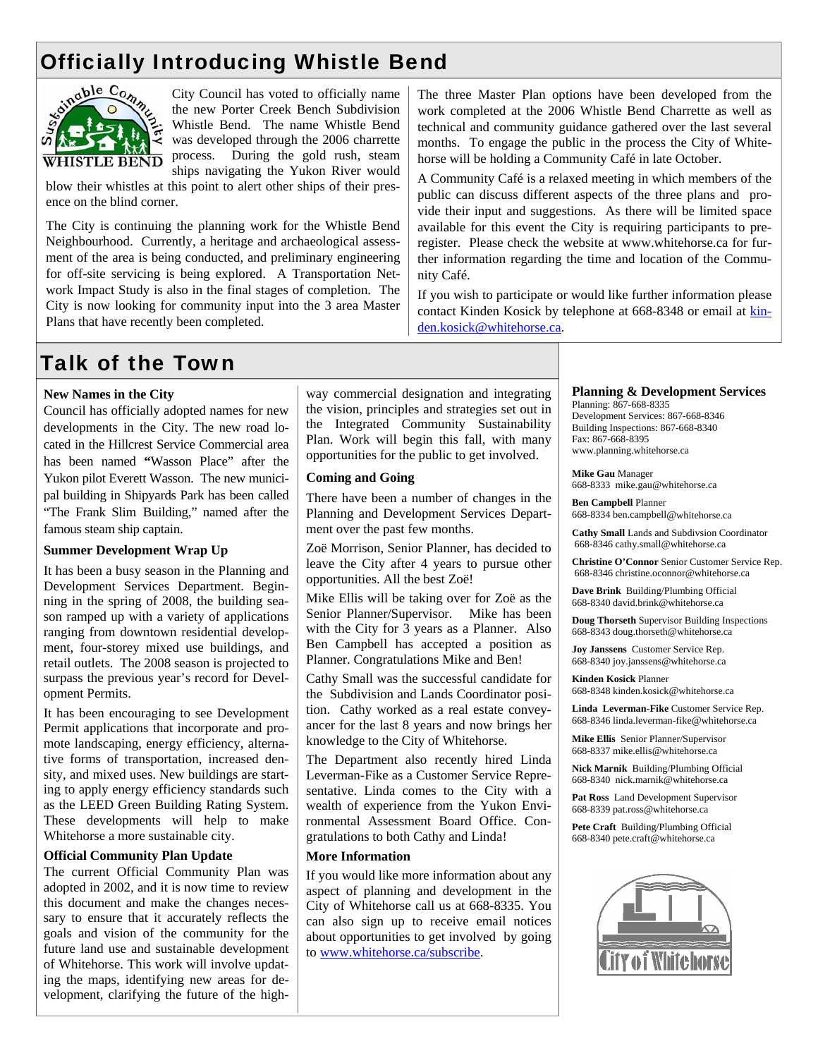## Officially Introducing Whistle Bend

City Council has voted to officially name the new Porter Creek Bench Subdivision Whistle Bend. The name Whistle Bend was developed through the 2006 charrette process. During the gold rush, steam ships navigating the Yukon River would blow their whistles at this point to alert other ships of their presence on the blind corner.

The City is continuing the planning work for the Whistle Bend Neighbourhood. Currently, a heritage and archaeological assessment of the area is being conducted, and preliminary engineering for off-site servicing is being explored. A Transportation Network Impact Study is also in the final stages of completion. The City is now looking for community input into the 3 area Master Plans that have recently been completed.

The three Master Plan options have been developed from the work completed at the 2006 Whistle Bend Charrette as well as technical and community guidance gathered over the last several months. To engage the public in the process the City of Whitehorse will be holding a Community Café in late October.

A Community Café is a relaxed meeting in which members of the public can discuss different aspects of the three plans and provide their input and suggestions. As there will be limited space available for this event the City is requiring participants to pre-register. Please check the website at www.whitehorse.ca for further information regarding the time and location of the Community Café.

If you wish to participate or would like further information please contact Kinden Kosick by telephone at 668-8348 or email at kinden.kosick@whitehorse.ca.

## Talk of the Town

### New Names in the City

Council has officially adopted names for new developments in the City. The new road located in the Hillcrest Service Commercial area has been named "Wasson Place" after the Yukon pilot Everett Wasson. The new municipal building in Shipyards Park has been called "The Frank Slim Building," named after the famous steam ship captain.

### Summer Development Wrap Up

It has been a busy season in the Planning and Development Services Department. Beginning in the spring of 2008, the building season ramped up with a variety of applications ranging from downtown residential development, four-storey mixed use buildings, and retail outlets. The 2008 season is projected to surpass the previous year's record for Development Permits.

It has been encouraging to see Development Permit applications that incorporate and promote landscaping, energy efficiency, alternative forms of transportation, increased density, and mixed uses. New buildings are starting to apply energy efficiency standards such as the LEED Green Building Rating System. These developments will help to make Whitehorse a more sustainable city.

### Official Community Plan Update

The current Official Community Plan was adopted in 2002, and it is now time to review this document and make the changes necessary to ensure that it accurately reflects the goals and vision of the community for the future land use and sustainable development of Whitehorse. This work will involve updating the maps, identifying new areas for development, clarifying the future of the highway commercial designation and integrating the vision, principles and strategies set out in the Integrated Community Sustainability Plan. Work will begin this fall, with many opportunities for the public to get involved.

### Coming and Going

There have been a number of changes in the Planning and Development Services Department over the past few months.

Zoë Morrison, Senior Planner, has decided to leave the City after 4 years to pursue other opportunities. All the best Zoë!

Mike Ellis will be taking over for Zoë as the Senior Planner/Supervisor. Mike has been with the City for 3 years as a Planner. Also Ben Campbell has accepted a position as Planner. Congratulations Mike and Ben!

Cathy Small was the successful candidate for the Subdivision and Lands Coordinator position. Cathy worked as a real estate conveyancer for the last 8 years and now brings her knowledge to the City of Whitehorse.

The Department also recently hired Linda Leverman-Fike as a Customer Service Representative. Linda comes to the City with a wealth of experience from the Yukon Environmental Assessment Board Office. Congratulations to both Cathy and Linda!

### More Information

If you would like more information about any aspect of planning and development in the City of Whitehorse call us at 668-8335. You can also sign up to receive email notices about opportunities to get involved by going to www.whitehorse.ca/subscribe.

### Planning & Development Services

Planning: 867-668-8335
Development Services: 867-668-8346
Building Inspections: 867-668-8340
Fax: 867-668-8395
www.planning.whitehorse.ca

**Mike Gau** Manager
668-8333 mike.gau@whitehorse.ca

**Ben Campbell** Planner
668-8334 ben.campbell@whitehorse.ca

**Cathy Small** Lands and Subdivsion Coordinator
668-8346 cathy.small@whitehorse.ca

**Christine O'Connor** Senior Customer Service Rep.
668-8346 christine.oconnor@whitehorse.ca

**Dave Brink** Building/Plumbing Official
668-8340 david.brink@whitehorse.ca

**Doug Thorseth** Supervisor Building Inspections
668-8343 doug.thorseth@whitehorse.ca

**Joy Janssens** Customer Service Rep.
668-8340 joy.janssens@whitehorse.ca

**Kinden Kosick** Planner
668-8348 kinden.kosick@whitehorse.ca

**Linda Leverman-Fike** Customer Service Rep.
668-8346 linda.leverman-fike@whitehorse.ca

**Mike Ellis** Senior Planner/Supervisor
668-8337 mike.ellis@whitehorse.ca

**Nick Marnik** Building/Plumbing Official
668-8340 nick.marnik@whitehorse.ca

**Pat Ross** Land Development Supervisor
668-8339 pat.ross@whitehorse.ca

**Pete Craft** Building/Plumbing Official
668-8340 pete.craft@whitehorse.ca